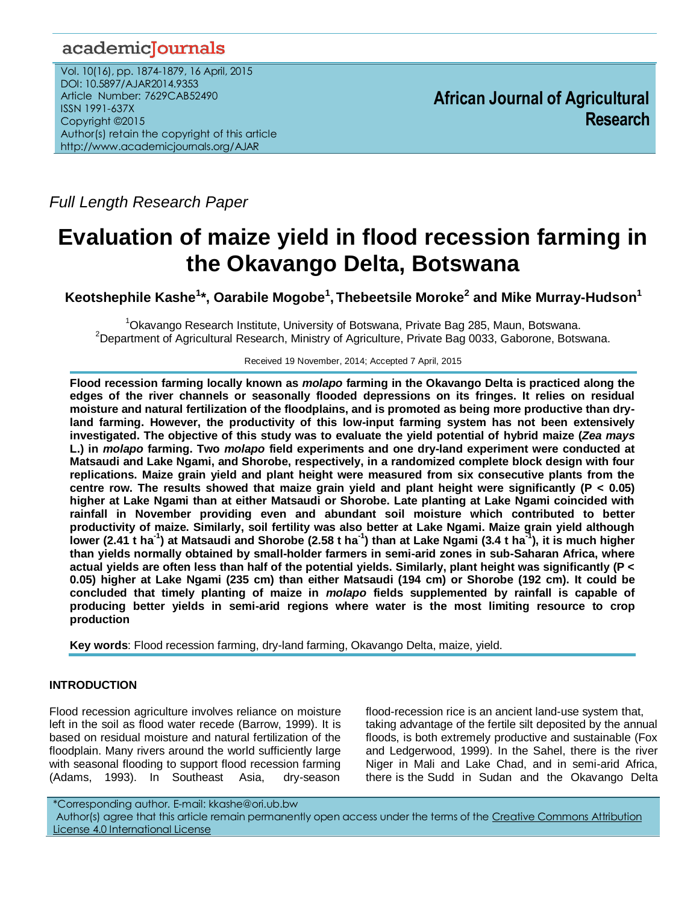academicJournals

Vol. 10(16), pp. 1874-1879, 16 April, 2015
DOI: 10.5897/AJAR2014.9353
Article Number: 7629CAB52490
ISSN 1991-637X
Copyright ©2015
Author(s) retain the copyright of this article
http://www.academicjournals.org/AJAR

**African Journal of Agricultural Research**

*Full Length Research Paper*

# Evaluation of maize yield in flood recession farming in the Okavango Delta, Botswana

**Keotshephile Kashe[1]*, Oarabile Mogobe[1], Thebeetsile Moroke[2] and Mike Murray-Hudson[1]**

[1]Okavango Research Institute, University of Botswana, Private Bag 285, Maun, Botswana.
[2]Department of Agricultural Research, Ministry of Agriculture, Private Bag 0033, Gaborone, Botswana.

Received 19 November, 2014; Accepted 7 April, 2015

**Flood recession farming locally known as *molapo* farming in the Okavango Delta is practiced along the edges of the river channels or seasonally flooded depressions on its fringes. It relies on residual moisture and natural fertilization of the floodplains, and is promoted as being more productive than dry-land farming. However, the productivity of this low-input farming system has not been extensively investigated. The objective of this study was to evaluate the yield potential of hybrid maize (*Zea mays* L.) in *molapo* farming. Two *molapo* field experiments and one dry-land experiment were conducted at Matsaudi and Lake Ngami, and Shorobe, respectively, in a randomized complete block design with four replications. Maize grain yield and plant height were measured from six consecutive plants from the centre row. The results showed that maize grain yield and plant height were significantly ($P < 0.05$) higher at Lake Ngami than at either Matsaudi or Shorobe. Late planting at Lake Ngami coincided with rainfall in November providing even and abundant soil moisture which contributed to better productivity of maize. Similarly, soil fertility was also better at Lake Ngami. Maize grain yield although lower (2.41 t $ha^{-1}$) at Matsaudi and Shorobe (2.58 t $ha^{-1}$) than at Lake Ngami (3.4 t $ha^{-1}$), it is much higher than yields normally obtained by small-holder farmers in semi-arid zones in sub-Saharan Africa, where actual yields are often less than half of the potential yields. Similarly, plant height was significantly ($P < 0.05$) higher at Lake Ngami (235 cm) than either Matsaudi (194 cm) or Shorobe (192 cm). It could be concluded that timely planting of maize in *molapo* fields supplemented by rainfall is capable of producing better yields in semi-arid regions where water is the most limiting resource to crop production**

**Key words**: Flood recession farming, dry-land farming, Okavango Delta, maize, yield.

## INTRODUCTION

Flood recession agriculture involves reliance on moisture left in the soil as flood water recede (Barrow, 1999). It is based on residual moisture and natural fertilization of the floodplain. Many rivers around the world sufficiently large with seasonal flooding to support flood recession farming (Adams, 1993). In Southeast Asia, dry-season flood-recession rice is an ancient land-use system that, taking advantage of the fertile silt deposited by the annual floods, is both extremely productive and sustainable (Fox and Ledgerwood, 1999). In the Sahel, there is the river Niger in Mali and Lake Chad, and in semi-arid Africa, there is the Sudd in Sudan and the Okavango Delta

*Corresponding author. E-mail: kkashe@ori.ub.bw
Author(s) agree that this article remain permanently open access under the terms of the Creative Commons Attribution License 4.0 International License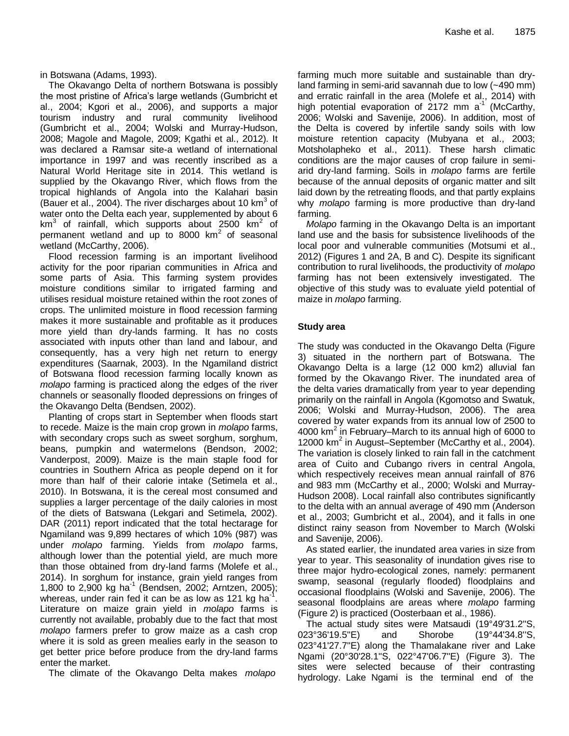in Botswana (Adams, 1993).

The Okavango Delta of northern Botswana is possibly the most pristine of Africa's large wetlands (Gumbricht et al., 2004; Kgori et al., 2006), and supports a major tourism industry and rural community livelihood (Gumbricht et al., 2004; Wolski and Murray-Hudson, 2008; Magole and Magole, 2009; Kgathi et al., 2012). It was declared a Ramsar site-a wetland of international importance in 1997 and was recently inscribed as a Natural World Heritage site in 2014. This wetland is supplied by the Okavango River, which flows from the tropical highlands of Angola into the Kalahari basin (Bauer et al., 2004). The river discharges about 10 $km^3$ of water onto the Delta each year, supplemented by about 6 $km^3$ of rainfall, which supports about 2500 $km^2$ of permanent wetland and up to 8000 $km^2$ of seasonal wetland (McCarthy, 2006).

Flood recession farming is an important livelihood activity for the poor riparian communities in Africa and some parts of Asia. This farming system provides moisture conditions similar to irrigated farming and utilises residual moisture retained within the root zones of crops. The unlimited moisture in flood recession farming makes it more sustainable and profitable as it produces more yield than dry-lands farming. It has no costs associated with inputs other than land and labour, and consequently, has a very high net return to energy expenditures (Saarnak, 2003). In the Ngamiland district of Botswana flood recession farming locally known as *molapo* farming is practiced along the edges of the river channels or seasonally flooded depressions on fringes of the Okavango Delta (Bendsen, 2002).

Planting of crops start in September when floods start to recede. Maize is the main crop grown in *molapo* farms, with secondary crops such as sweet sorghum, sorghum, beans, pumpkin and watermelons (Bendson, 2002; Vanderpost, 2009). Maize is the main staple food for countries in Southern Africa as people depend on it for more than half of their calorie intake (Setimela et al., 2010). In Botswana, it is the cereal most consumed and supplies a larger percentage of the daily calories in most of the diets of Batswana (Lekgari and Setimela, 2002). DAR (2011) report indicated that the total hectarage for Ngamiland was 9,899 hectares of which 10% (987) was under *molapo* farming. Yields from *molapo* farms, although lower than the potential yield, are much more than those obtained from dry-land farms (Molefe et al., 2014). In sorghum for instance, grain yield ranges from 1,800 to 2,900 kg $ha^{-1}$ (Bendsen, 2002; Arntzen, 2005); whereas, under rain fed it can be as low as 121 kg $ha^{-1}$. Literature on maize grain yield in *molapo* farms is currently not available, probably due to the fact that most *molapo* farmers prefer to grow maize as a cash crop where it is sold as green mealies early in the season to get better price before produce from the dry-land farms enter the market.

The climate of the Okavango Delta makes *molapo* farming much more suitable and sustainable than dry-land farming in semi-arid savannah due to low (~490 mm) and erratic rainfall in the area (Molefe et al., 2014) with high potential evaporation of 2172 mm $a^{-1}$ (McCarthy, 2006; Wolski and Savenije, 2006). In addition, most of the Delta is covered by infertile sandy soils with low moisture retention capacity (Mubyana et al., 2003; Motsholapheko et al., 2011). These harsh climatic conditions are the major causes of crop failure in semi-arid dry-land farming. Soils in *molapo* farms are fertile because of the annual deposits of organic matter and silt laid down by the retreating floods, and that partly explains why *molapo* farming is more productive than dry-land farming.

*Molapo* farming in the Okavango Delta is an important land use and the basis for subsistence livelihoods of the local poor and vulnerable communities (Motsumi et al., 2012) (Figures 1 and 2A, B and C). Despite its significant contribution to rural livelihoods, the productivity of *molapo* farming has not been extensively investigated. The objective of this study was to evaluate yield potential of maize in *molapo* farming.

## Study area

The study was conducted in the Okavango Delta (Figure 3) situated in the northern part of Botswana. The Okavango Delta is a large (12 000 km2) alluvial fan formed by the Okavango River. The inundated area of the delta varies dramatically from year to year depending primarily on the rainfall in Angola (Kgomotso and Swatuk, 2006; Wolski and Murray-Hudson, 2006). The area covered by water expands from its annual low of 2500 to 4000 $km^2$ in February–March to its annual high of 6000 to 12000 $km^2$ in August–September (McCarthy et al., 2004). The variation is closely linked to rain fall in the catchment area of Cuito and Cubango rivers in central Angola, which respectively receives mean annual rainfall of 876 and 983 mm (McCarthy et al., 2000; Wolski and Murray-Hudson 2008). Local rainfall also contributes significantly to the delta with an annual average of 490 mm (Anderson et al., 2003; Gumbricht et al., 2004), and it falls in one distinct rainy season from November to March (Wolski and Savenije, 2006).

As stated earlier, the inundated area varies in size from year to year. This seasonality of inundation gives rise to three major hydro-ecological zones, namely: permanent swamp, seasonal (regularly flooded) floodplains and occasional floodplains (Wolski and Savenije, 2006). The seasonal floodplains are areas where *molapo* farming (Figure 2) is practiced (Oosterbaan et al., 1986).

The actual study sites were Matsaudi (19°49'31.2''S, 023°36'19.5''E) and Shorobe (19°44'34.8''S, 023°41'27.7''E) along the Thamalakane river and Lake Ngami (20°30'28.1''S, 022°47'06.7''E) (Figure 3). The sites were selected because of their contrasting hydrology. Lake Ngami is the terminal end of the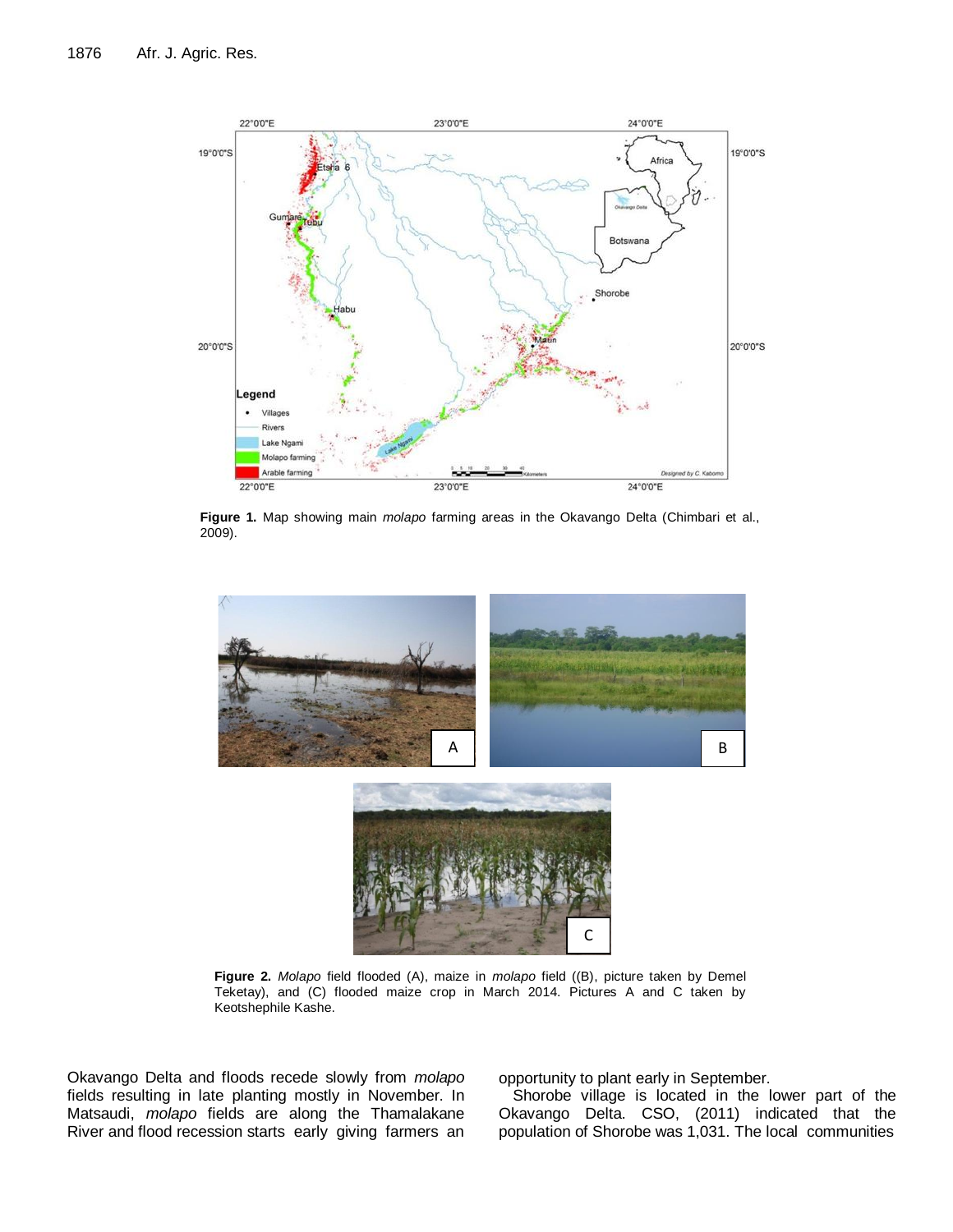**Figure 1.** Map showing main *molapo* farming areas in the Okavango Delta (Chimbari et al., 2009).

**Figure 2.** *Molapo* field flooded (A), maize in *molapo* field ((B), picture taken by Demel Teketay), and (C) flooded maize crop in March 2014. Pictures A and C taken by Keotshephile Kashe.

Okavango Delta and floods recede slowly from *molapo* fields resulting in late planting mostly in November. In Matsaudi, *molapo* fields are along the Thamalakane River and flood recession starts early giving farmers an opportunity to plant early in September.

Shorobe village is located in the lower part of the Okavango Delta. CSO, (2011) indicated that the population of Shorobe was 1,031. The local communities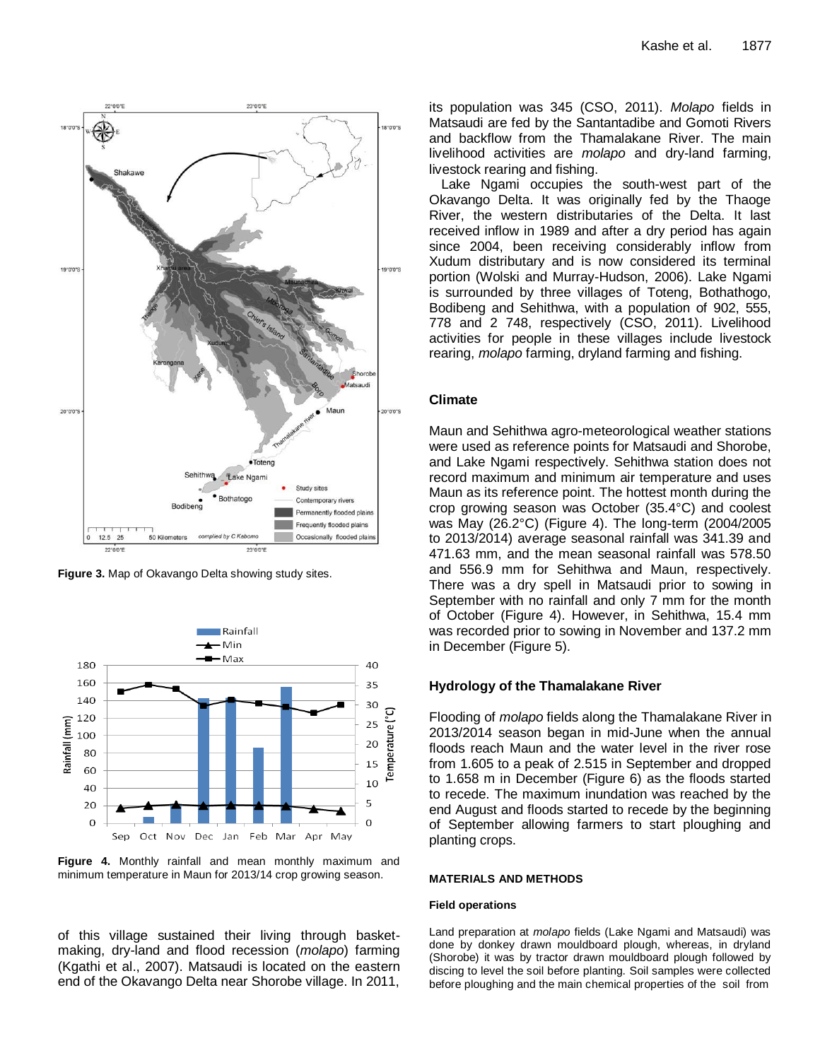Figure 3. Map of Okavango Delta showing study sites.

Figure 4. Monthly rainfall and mean monthly maximum and minimum temperature in Maun for 2013/14 crop growing season.

of this village sustained their living through basket-making, dry-land and flood recession (*molapo*) farming (Kgathi et al., 2007). Matsaudi is located on the eastern end of the Okavango Delta near Shorobe village. In 2011, its population was 345 (CSO, 2011). *Molapo* fields in Matsaudi are fed by the Santantadibe and Gomoti Rivers and backflow from the Thamalakane River. The main livelihood activities are *molapo* and dry-land farming, livestock rearing and fishing.

Lake Ngami occupies the south-west part of the Okavango Delta. It was originally fed by the Thaoge River, the western distributaries of the Delta. It last received inflow in 1989 and after a dry period has again since 2004, been receiving considerably inflow from Xudum distributary and is now considered its terminal portion (Wolski and Murray-Hudson, 2006). Lake Ngami is surrounded by three villages of Toteng, Bothathogo, Bodibeng and Sehithwa, with a population of 902, 555, 778 and 2 748, respectively (CSO, 2011). Livelihood activities for people in these villages include livestock rearing, *molapo* farming, dryland farming and fishing.

## Climate

Maun and Sehithwa agro-meteorological weather stations were used as reference points for Matsaudi and Shorobe, and Lake Ngami respectively. Sehithwa station does not record maximum and minimum air temperature and uses Maun as its reference point. The hottest month during the crop growing season was October (35.4°C) and coolest was May (26.2°C) (Figure 4). The long-term (2004/2005 to 2013/2014) average seasonal rainfall was 341.39 and 471.63 mm, and the mean seasonal rainfall was 578.50 and 556.9 mm for Sehithwa and Maun, respectively. There was a dry spell in Matsaudi prior to sowing in September with no rainfall and only 7 mm for the month of October (Figure 4). However, in Sehithwa, 15.4 mm was recorded prior to sowing in November and 137.2 mm in December (Figure 5).

## Hydrology of the Thamalakane River

Flooding of *molapo* fields along the Thamalakane River in 2013/2014 season began in mid-June when the annual floods reach Maun and the water level in the river rose from 1.605 to a peak of 2.515 in September and dropped to 1.658 m in December (Figure 6) as the floods started to recede. The maximum inundation was reached by the end August and floods started to recede by the beginning of September allowing farmers to start ploughing and planting crops.

## MATERIALS AND METHODS

### Field operations

Land preparation at *molapo* fields (Lake Ngami and Matsaudi) was done by donkey drawn mouldboard plough, whereas, in dryland (Shorobe) it was by tractor drawn mouldboard plough followed by discing to level the soil before planting. Soil samples were collected before ploughing and the main chemical properties of the soil from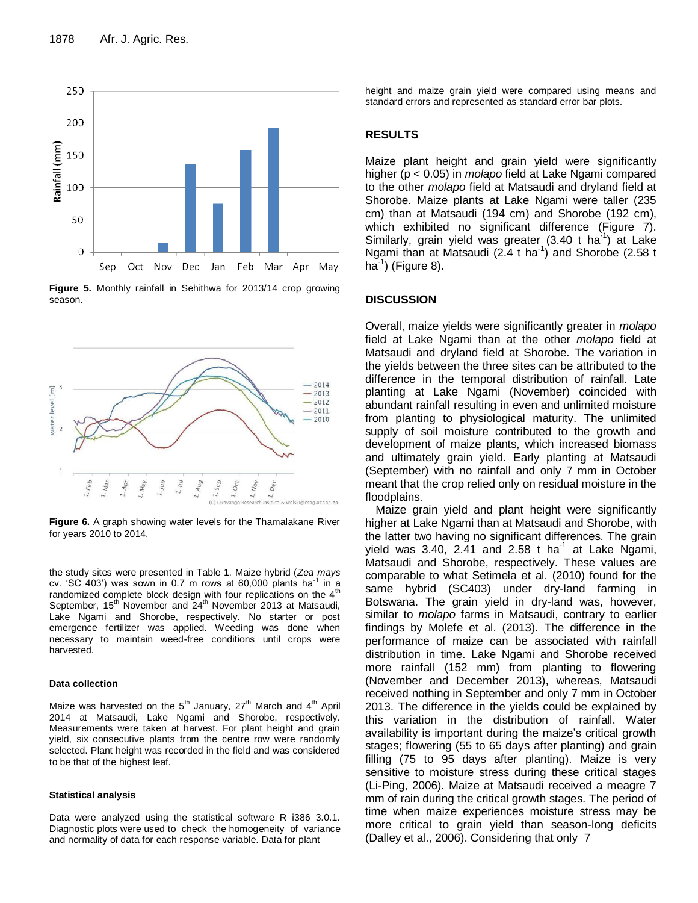Figure 5. Monthly rainfall in Sehithwa for 2013/14 crop growing season.

Figure 6. A graph showing water levels for the Thamalakane River for years 2010 to 2014.

the study sites were presented in Table 1. Maize hybrid (*Zea mays* cv. 'SC 403') was sown in 0.7 m rows at 60,000 plants ha$^{-1}$ in a randomized complete block design with four replications on the 4$^{th}$ September, 15$^{th}$ November and 24$^{th}$ November 2013 at Matsaudi, Lake Ngami and Shorobe, respectively. No starter or post emergence fertilizer was applied. Weeding was done when necessary to maintain weed-free conditions until crops were harvested.

#### Data collection

Maize was harvested on the 5$^{th}$ January, 27$^{th}$ March and 4$^{th}$ April 2014 at Matsaudi, Lake Ngami and Shorobe, respectively. Measurements were taken at harvest. For plant height and grain yield, six consecutive plants from the centre row were randomly selected. Plant height was recorded in the field and was considered to be that of the highest leaf.

#### Statistical analysis

Data were analyzed using the statistical software R i386 3.0.1. Diagnostic plots were used to check the homogeneity of variance and normality of data for each response variable. Data for plant height and maize grain yield were compared using means and standard errors and represented as standard error bar plots.

## RESULTS

Maize plant height and grain yield were significantly higher ($p < 0.05$) in *molapo* field at Lake Ngami compared to the other *molapo* field at Matsaudi and dryland field at Shorobe. Maize plants at Lake Ngami were taller (235 cm) than at Matsaudi (194 cm) and Shorobe (192 cm), which exhibited no significant difference (Figure 7). Similarly, grain yield was greater (3.40 t ha$^{-1}$) at Lake Ngami than at Matsaudi (2.4 t ha$^{-1}$) and Shorobe (2.58 t ha$^{-1}$) (Figure 8).

## DISCUSSION

Overall, maize yields were significantly greater in *molapo* field at Lake Ngami than at the other *molapo* field at Matsaudi and dryland field at Shorobe. The variation in the yields between the three sites can be attributed to the difference in the temporal distribution of rainfall. Late planting at Lake Ngami (November) coincided with abundant rainfall resulting in even and unlimited moisture from planting to physiological maturity. The unlimited supply of soil moisture contributed to the growth and development of maize plants, which increased biomass and ultimately grain yield. Early planting at Matsaudi (September) with no rainfall and only 7 mm in October meant that the crop relied only on residual moisture in the floodplains.

Maize grain yield and plant height were significantly higher at Lake Ngami than at Matsaudi and Shorobe, with the latter two having no significant differences. The grain yield was 3.40, 2.41 and 2.58 t ha$^{-1}$ at Lake Ngami, Matsaudi and Shorobe, respectively. These values are comparable to what Setimela et al. (2010) found for the same hybrid (SC403) under dry-land farming in Botswana. The grain yield in dry-land was, however, similar to *molapo* farms in Matsaudi, contrary to earlier findings by Molefe et al. (2013). The difference in the performance of maize can be associated with rainfall distribution in time. Lake Ngami and Shorobe received more rainfall (152 mm) from planting to flowering (November and December 2013), whereas, Matsaudi received nothing in September and only 7 mm in October 2013. The difference in the yields could be explained by this variation in the distribution of rainfall. Water availability is important during the maize's critical growth stages; flowering (55 to 65 days after planting) and grain filling (75 to 95 days after planting). Maize is very sensitive to moisture stress during these critical stages (Li-Ping, 2006). Maize at Matsaudi received a meagre 7 mm of rain during the critical growth stages. The period of time when maize experiences moisture stress may be more critical to grain yield than season-long deficits (Dalley et al., 2006). Considering that only 7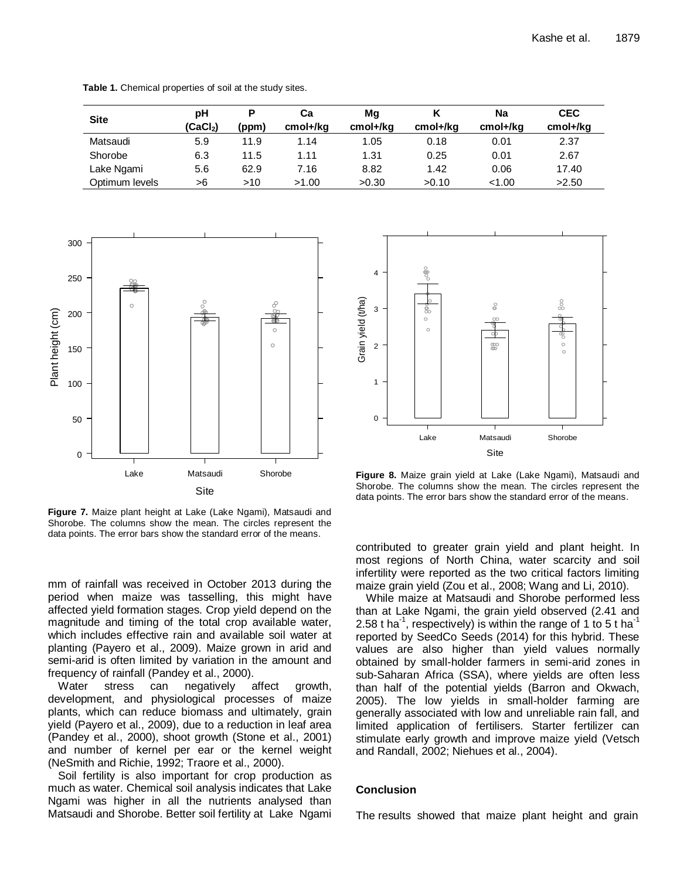**Table 1.** Chemical properties of soil at the study sites.

| Site | pH ($CaCl_2$) | P (ppm) | Ca cmol+/kg | Mg cmol+/kg | K cmol+/kg | Na cmol+/kg | CEC cmol+/kg |
|---|---|---|---|---|---|---|---|
| Matsaudi | 5.9 | 11.9 | 1.14 | 1.05 | 0.18 | 0.01 | 2.37 |
| Shorobe | 6.3 | 11.5 | 1.11 | 1.31 | 0.25 | 0.01 | 2.67 |
| Lake Ngami | 5.6 | 62.9 | 7.16 | 8.82 | 1.42 | 0.06 | 17.40 |
| Optimum levels | >6 | >10 | >1.00 | >0.30 | >0.10 | <1.00 | >2.50 |

**Figure 7.** Maize plant height at Lake (Lake Ngami), Matsaudi and Shorobe. The columns show the mean. The circles represent the data points. The error bars show the standard error of the means.

**Figure 8.** Maize grain yield at Lake (Lake Ngami), Matsaudi and Shorobe. The columns show the mean. The circles represent the data points. The error bars show the standard error of the means.

mm of rainfall was received in October 2013 during the period when maize was tasselling, this might have affected yield formation stages. Crop yield depend on the magnitude and timing of the total crop available water, which includes effective rain and available soil water at planting (Payero et al., 2009). Maize grown in arid and semi-arid is often limited by variation in the amount and frequency of rainfall (Pandey et al., 2000).

Water stress can negatively affect growth, development, and physiological processes of maize plants, which can reduce biomass and ultimately, grain yield (Payero et al., 2009), due to a reduction in leaf area (Pandey et al., 2000), shoot growth (Stone et al., 2001) and number of kernel per ear or the kernel weight (NeSmith and Richie, 1992; Traore et al., 2000).

Soil fertility is also important for crop production as much as water. Chemical soil analysis indicates that Lake Ngami was higher in all the nutrients analysed than Matsaudi and Shorobe. Better soil fertility at Lake Ngami contributed to greater grain yield and plant height. In most regions of North China, water scarcity and soil infertility were reported as the two critical factors limiting maize grain yield (Zou et al., 2008; Wang and Li, 2010).

While maize at Matsaudi and Shorobe performed less than at Lake Ngami, the grain yield observed (2.41 and 2.58 t $ha^{-1}$, respectively) is within the range of 1 to 5 t $ha^{-1}$ reported by SeedCo Seeds (2014) for this hybrid. These values are also higher than yield values normally obtained by small-holder farmers in semi-arid zones in sub-Saharan Africa (SSA), where yields are often less than half of the potential yields (Barron and Okwach, 2005). The low yields in small-holder farming are generally associated with low and unreliable rain fall, and limited application of fertilisers. Starter fertilizer can stimulate early growth and improve maize yield (Vetsch and Randall, 2002; Niehues et al., 2004).

## Conclusion

The results showed that maize plant height and grain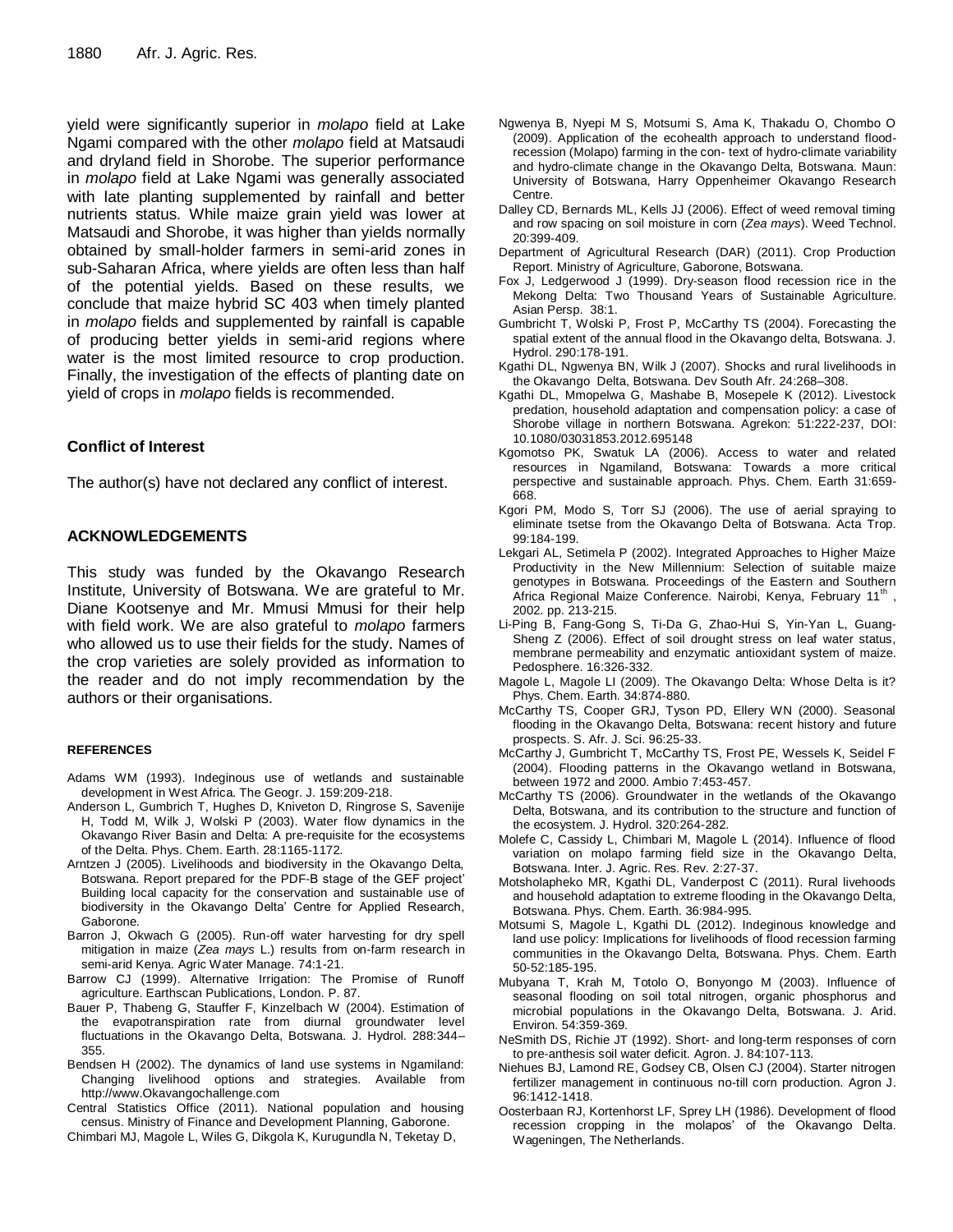yield were significantly superior in *molapo* field at Lake Ngami compared with the other *molapo* field at Matsaudi and dryland field in Shorobe. The superior performance in *molapo* field at Lake Ngami was generally associated with late planting supplemented by rainfall and better nutrients status. While maize grain yield was lower at Matsaudi and Shorobe, it was higher than yields normally obtained by small-holder farmers in semi-arid zones in sub-Saharan Africa, where yields are often less than half of the potential yields. Based on these results, we conclude that maize hybrid SC 403 when timely planted in *molapo* fields and supplemented by rainfall is capable of producing better yields in semi-arid regions where water is the most limited resource to crop production. Finally, the investigation of the effects of planting date on yield of crops in *molapo* fields is recommended.

## Conflict of Interest

The author(s) have not declared any conflict of interest.

## ACKNOWLEDGEMENTS

This study was funded by the Okavango Research Institute, University of Botswana. We are grateful to Mr. Diane Kootsenye and Mr. Mmusi Mmusi for their help with field work. We are also grateful to *molapo* farmers who allowed us to use their fields for the study. Names of the crop varieties are solely provided as information to the reader and do not imply recommendation by the authors or their organisations.

## REFERENCES

Adams WM (1993). Indeginous use of wetlands and sustainable development in West Africa. The Geogr. J. 159:209-218.

Anderson L, Gumbrich T, Hughes D, Kniveton D, Ringrose S, Savenije H, Todd M, Wilk J, Wolski P (2003). Water flow dynamics in the Okavango River Basin and Delta: A pre-requisite for the ecosystems of the Delta. Phys. Chem. Earth. 28:1165-1172.

Arntzen J (2005). Livelihoods and biodiversity in the Okavango Delta, Botswana. Report prepared for the PDF-B stage of the GEF project' Building local capacity for the conservation and sustainable use of biodiversity in the Okavango Delta' Centre for Applied Research, Gaborone.

Barron J, Okwach G (2005). Run-off water harvesting for dry spell mitigation in maize (*Zea mays* L.) results from on-farm research in semi-arid Kenya. Agric Water Manage. 74:1-21.

Barrow CJ (1999). Alternative Irrigation: The Promise of Runoff agriculture. Earthscan Publications, London. P. 87.

Bauer P, Thabeng G, Stauffer F, Kinzelbach W (2004). Estimation of the evapotranspiration rate from diurnal groundwater level fluctuations in the Okavango Delta, Botswana. J. Hydrol. 288:344–355.

Bendsen H (2002). The dynamics of land use systems in Ngamiland: Changing livelihood options and strategies. Available from http://www.Okavangochallenge.com

Central Statistics Office (2011). National population and housing census. Ministry of Finance and Development Planning, Gaborone.

Chimbari MJ, Magole L, Wiles G, Dikgola K, Kurugundla N, Teketay D, Ngwenya B, Nyepi M S, Motsumi S, Ama K, Thakadu O, Chombo O (2009). Application of the ecohealth approach to understand flood-recession (Molapo) farming in the con- text of hydro-climate variability and hydro-climate change in the Okavango Delta, Botswana. Maun: University of Botswana, Harry Oppenheimer Okavango Research Centre.

Dalley CD, Bernards ML, Kells JJ (2006). Effect of weed removal timing and row spacing on soil moisture in corn (*Zea mays*). Weed Technol. 20:399-409.

Department of Agricultural Research (DAR) (2011). Crop Production Report. Ministry of Agriculture, Gaborone, Botswana.

Fox J, Ledgerwood J (1999). Dry-season flood recession rice in the Mekong Delta: Two Thousand Years of Sustainable Agriculture. Asian Persp. 38:1.

Gumbricht T, Wolski P, Frost P, McCarthy TS (2004). Forecasting the spatial extent of the annual flood in the Okavango delta, Botswana. J. Hydrol. 290:178-191.

Kgathi DL, Ngwenya BN, Wilk J (2007). Shocks and rural livelihoods in the Okavango Delta, Botswana. Dev South Afr. 24:268–308.

Kgathi DL, Mmopelwa G, Mashabe B, Mosepele K (2012). Livestock predation, household adaptation and compensation policy: a case of Shorobe village in northern Botswana. Agrekon: 51:222-237, DOI: 10.1080/03031853.2012.695148

Kgomotso PK, Swatuk LA (2006). Access to water and related resources in Ngamiland, Botswana: Towards a more critical perspective and sustainable approach. Phys. Chem. Earth 31:659-668.

Kgori PM, Modo S, Torr SJ (2006). The use of aerial spraying to eliminate tsetse from the Okavango Delta of Botswana. Acta Trop. 99:184-199.

Lekgari AL, Setimela P (2002). Integrated Approaches to Higher Maize Productivity in the New Millennium: Selection of suitable maize genotypes in Botswana. Proceedings of the Eastern and Southern Africa Regional Maize Conference. Nairobi, Kenya, February 11th, 2002. pp. 213-215.

Li-Ping B, Fang-Gong S, Ti-Da G, Zhao-Hui S, Yin-Yan L, Guang-Sheng Z (2006). Effect of soil drought stress on leaf water status, membrane permeability and enzymatic antioxidant system of maize. Pedosphere. 16:326-332.

Magole L, Magole LI (2009). The Okavango Delta: Whose Delta is it? Phys. Chem. Earth. 34:874-880.

McCarthy TS, Cooper GRJ, Tyson PD, Ellery WN (2000). Seasonal flooding in the Okavango Delta, Botswana: recent history and future prospects. S. Afr. J. Sci. 96:25-33.

McCarthy J, Gumbricht T, McCarthy TS, Frost PE, Wessels K, Seidel F (2004). Flooding patterns in the Okavango wetland in Botswana, between 1972 and 2000. Ambio 7:453-457.

McCarthy TS (2006). Groundwater in the wetlands of the Okavango Delta, Botswana, and its contribution to the structure and function of the ecosystem. J. Hydrol. 320:264-282.

Molefe C, Cassidy L, Chimbari M, Magole L (2014). Influence of flood variation on molapo farming field size in the Okavango Delta, Botswana. Inter. J. Agric. Res. Rev. 2:27-37.

Motsholapheko MR, Kgathi DL, Vanderpost C (2011). Rural livehoods and household adaptation to extreme flooding in the Okavango Delta, Botswana. Phys. Chem. Earth. 36:984-995.

Motsumi S, Magole L, Kgathi DL (2012). Indeginous knowledge and land use policy: Implications for livelihoods of flood recession farming communities in the Okavango Delta, Botswana. Phys. Chem. Earth 50-52:185-195.

Mubyana T, Krah M, Totolo O, Bonyongo M (2003). Influence of seasonal flooding on soil total nitrogen, organic phosphorus and microbial populations in the Okavango Delta, Botswana. J. Arid. Environ. 54:359-369.

NeSmith DS, Richie JT (1992). Short- and long-term responses of corn to pre-anthesis soil water deficit. Agron. J. 84:107-113.

Niehues BJ, Lamond RE, Godsey CB, Olsen CJ (2004). Starter nitrogen fertilizer management in continuous no-till corn production. Agron J. 96:1412-1418.

Oosterbaan RJ, Kortenhorst LF, Sprey LH (1986). Development of flood recession cropping in the molapos' of the Okavango Delta. Wageningen, The Netherlands.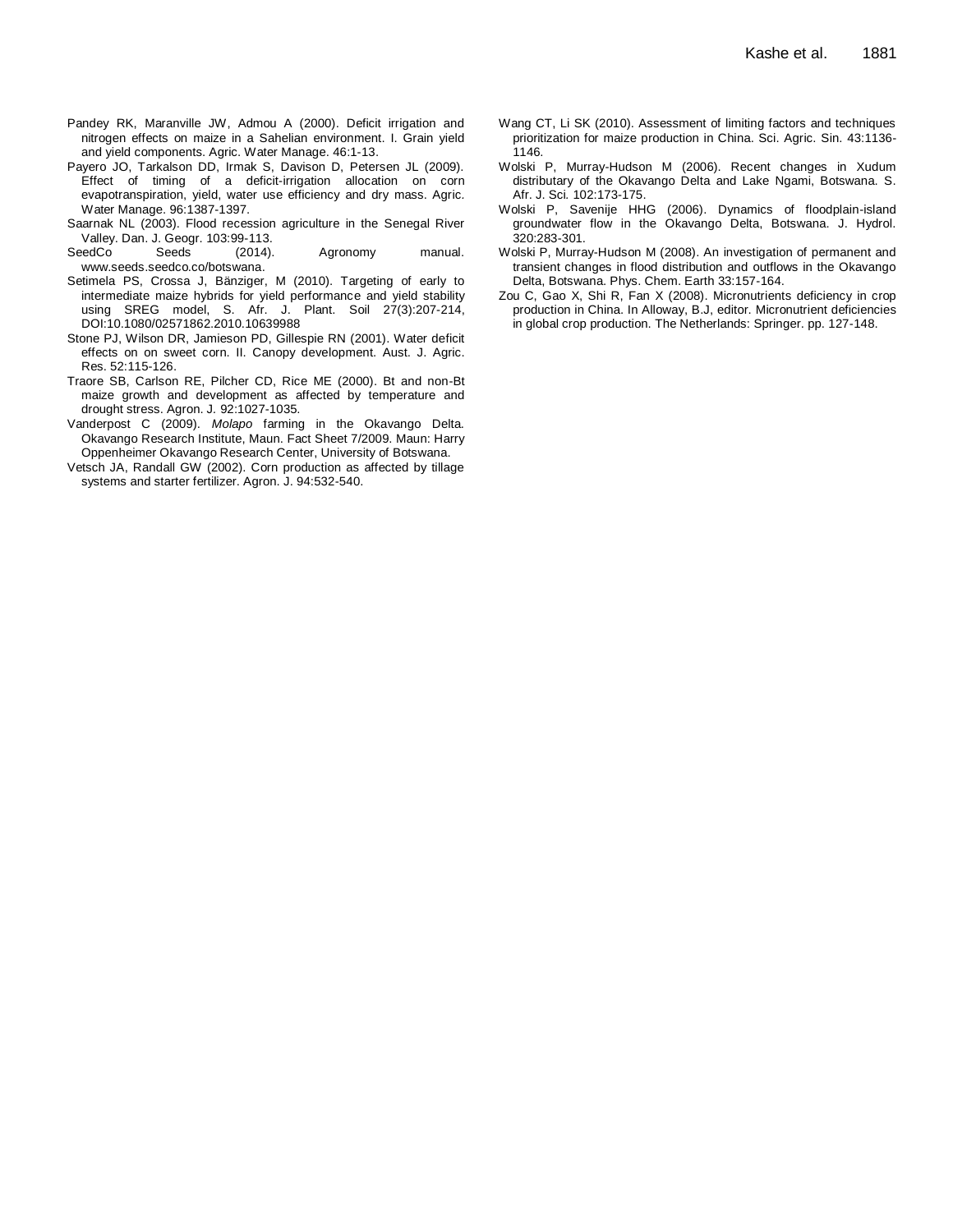Pandey RK, Maranville JW, Admou A (2000). Deficit irrigation and nitrogen effects on maize in a Sahelian environment. I. Grain yield and yield components. Agric. Water Manage. 46:1-13.

Payero JO, Tarkalson DD, Irmak S, Davison D, Petersen JL (2009). Effect of timing of a deficit-irrigation allocation on corn evapotranspiration, yield, water use efficiency and dry mass. Agric. Water Manage. 96:1387-1397.

Saarnak NL (2003). Flood recession agriculture in the Senegal River Valley. Dan. J. Geogr. 103:99-113.

SeedCo Seeds (2014). Agronomy manual. www.seeds.seedco.co/botswana.

Setimela PS, Crossa J, Bänziger, M (2010). Targeting of early to intermediate maize hybrids for yield performance and yield stability using SREG model, S. Afr. J. Plant. Soil 27(3):207-214, DOI:10.1080/02571862.2010.10639988

Stone PJ, Wilson DR, Jamieson PD, Gillespie RN (2001). Water deficit effects on on sweet corn. II. Canopy development. Aust. J. Agric. Res. 52:115-126.

Traore SB, Carlson RE, Pilcher CD, Rice ME (2000). Bt and non-Bt maize growth and development as affected by temperature and drought stress. Agron. J. 92:1027-1035.

Vanderpost C (2009). *Molapo* farming in the Okavango Delta. Okavango Research Institute, Maun. Fact Sheet 7/2009. Maun: Harry Oppenheimer Okavango Research Center, University of Botswana.

Vetsch JA, Randall GW (2002). Corn production as affected by tillage systems and starter fertilizer. Agron. J. 94:532-540.

Wang CT, Li SK (2010). Assessment of limiting factors and techniques prioritization for maize production in China. Sci. Agric. Sin. 43:1136-1146.

Wolski P, Murray-Hudson M (2006). Recent changes in Xudum distributary of the Okavango Delta and Lake Ngami, Botswana. S. Afr. J. Sci. 102:173-175.

Wolski P, Savenije HHG (2006). Dynamics of floodplain-island groundwater flow in the Okavango Delta, Botswana. J. Hydrol. 320:283-301.

Wolski P, Murray-Hudson M (2008). An investigation of permanent and transient changes in flood distribution and outflows in the Okavango Delta, Botswana. Phys. Chem. Earth 33:157-164.

Zou C, Gao X, Shi R, Fan X (2008). Micronutrients deficiency in crop production in China. In Alloway, B.J, editor. Micronutrient deficiencies in global crop production. The Netherlands: Springer. pp. 127-148.